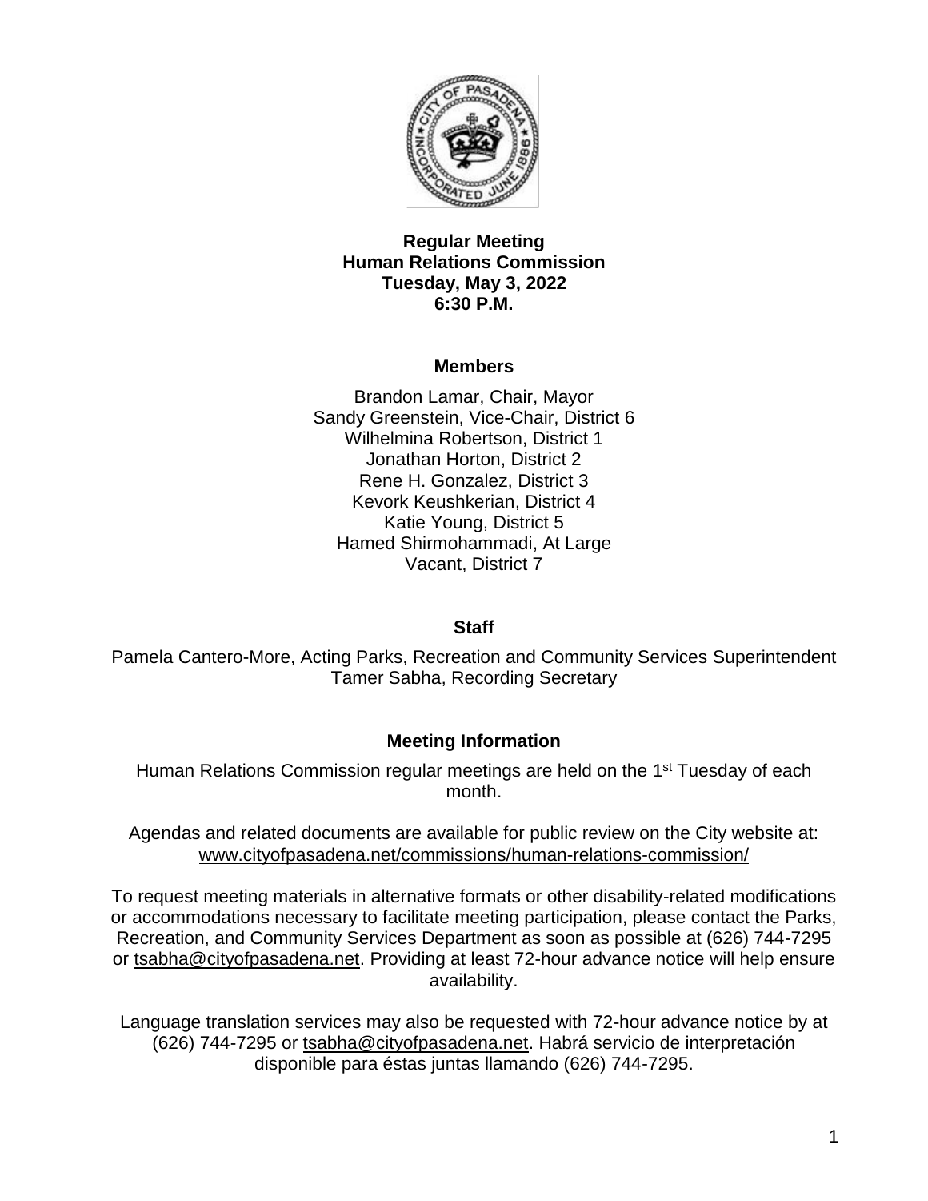**Regular Meeting**
**Human Relations Commission**
**Tuesday, May 3, 2022**
**6:30 P.M.**

**Members**

Brandon Lamar, Chair, Mayor
Sandy Greenstein, Vice-Chair, District 6
Wilhelmina Robertson, District 1
Jonathan Horton, District 2
Rene H. Gonzalez, District 3
Kevork Keushkerian, District 4
Katie Young, District 5
Hamed Shirmohammadi, At Large
Vacant, District 7

**Staff**

Pamela Cantero-More, Acting Parks, Recreation and Community Services Superintendent
Tamer Sabha, Recording Secretary

**Meeting Information**

Human Relations Commission regular meetings are held on the 1st Tuesday of each month.

Agendas and related documents are available for public review on the City website at: www.cityofpasadena.net/commissions/human-relations-commission/

To request meeting materials in alternative formats or other disability-related modifications or accommodations necessary to facilitate meeting participation, please contact the Parks, Recreation, and Community Services Department as soon as possible at (626) 744-7295 or tsabha@cityofpasadena.net. Providing at least 72-hour advance notice will help ensure availability.

Language translation services may also be requested with 72-hour advance notice by at (626) 744-7295 or tsabha@cityofpasadena.net. Habrá servicio de interpretación disponible para éstas juntas llamando (626) 744-7295.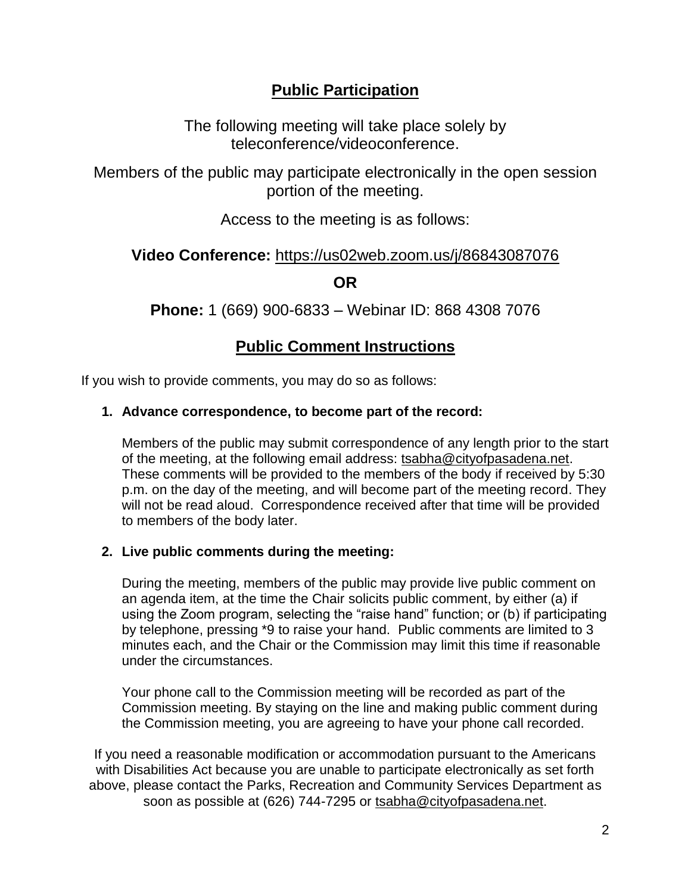## Public Participation

The following meeting will take place solely by teleconference/videoconference.

Members of the public may participate electronically in the open session portion of the meeting.

Access to the meeting is as follows:

**Video Conference:** https://us02web.zoom.us/j/86843087076

**OR**

**Phone:** 1 (669) 900-6833 – Webinar ID: 868 4308 7076

## Public Comment Instructions

If you wish to provide comments, you may do so as follows:

1. **Advance correspondence, to become part of the record:**

   Members of the public may submit correspondence of any length prior to the start of the meeting, at the following email address: tsabha@cityofpasadena.net. These comments will be provided to the members of the body if received by 5:30 p.m. on the day of the meeting, and will become part of the meeting record. They will not be read aloud. Correspondence received after that time will be provided to members of the body later.

2. **Live public comments during the meeting:**

   During the meeting, members of the public may provide live public comment on an agenda item, at the time the Chair solicits public comment, by either (a) if using the Zoom program, selecting the "raise hand" function; or (b) if participating by telephone, pressing *9 to raise your hand. Public comments are limited to 3 minutes each, and the Chair or the Commission may limit this time if reasonable under the circumstances.

   Your phone call to the Commission meeting will be recorded as part of the Commission meeting. By staying on the line and making public comment during the Commission meeting, you are agreeing to have your phone call recorded.

If you need a reasonable modification or accommodation pursuant to the Americans with Disabilities Act because you are unable to participate electronically as set forth above, please contact the Parks, Recreation and Community Services Department as soon as possible at (626) 744-7295 or tsabha@cityofpasadena.net.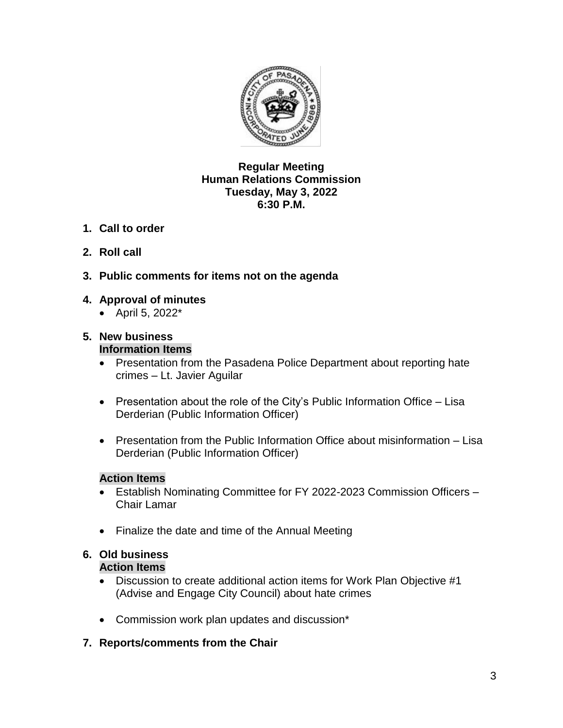**Regular Meeting**
**Human Relations Commission**
**Tuesday, May 3, 2022**
**6:30 P.M.**

1. **Call to order**

2. **Roll call**

3. **Public comments for items not on the agenda**

4. **Approval of minutes**
   - April 5, 2022*

5. **New business**
   **Information Items**
   - Presentation from the Pasadena Police Department about reporting hate crimes – Lt. Javier Aguilar
   - Presentation about the role of the City's Public Information Office – Lisa Derderian (Public Information Officer)
   - Presentation from the Public Information Office about misinformation – Lisa Derderian (Public Information Officer)

   **Action Items**
   - Establish Nominating Committee for FY 2022-2023 Commission Officers – Chair Lamar
   - Finalize the date and time of the Annual Meeting

6. **Old business**
   **Action Items**
   - Discussion to create additional action items for Work Plan Objective #1 (Advise and Engage City Council) about hate crimes
   - Commission work plan updates and discussion*

7. **Reports/comments from the Chair**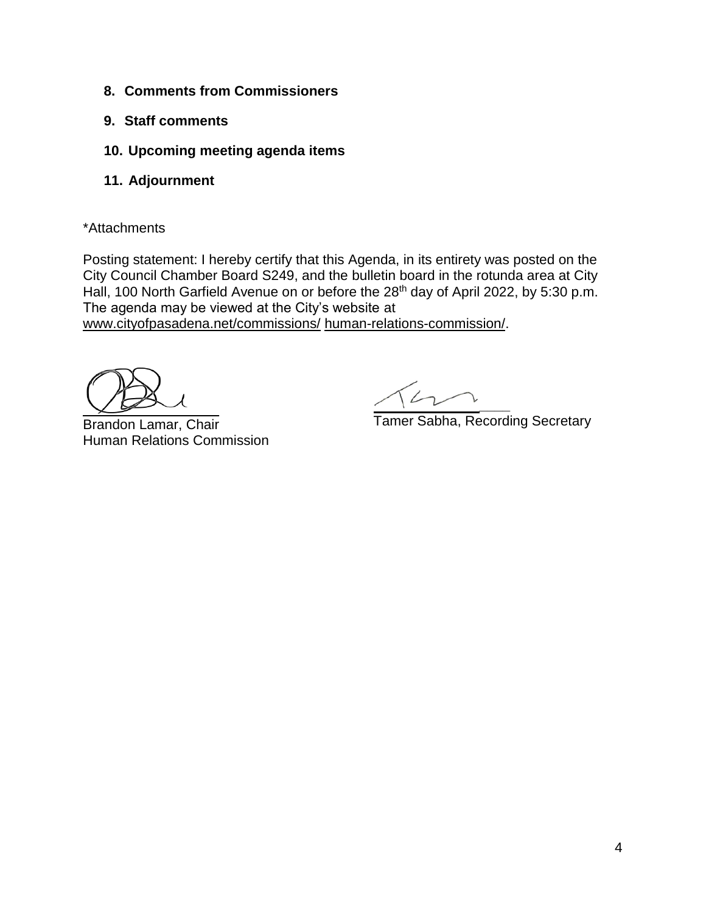8. **Comments from Commissioners**
9. **Staff comments**
10. **Upcoming meeting agenda items**
11. **Adjournment**

*Attachments

Posting statement: I hereby certify that this Agenda, in its entirety was posted on the City Council Chamber Board S249, and the bulletin board in the rotunda area at City Hall, 100 North Garfield Avenue on or before the 28th day of April 2022, by 5:30 p.m. The agenda may be viewed at the City's website at www.cityofpasadena.net/commissions/ human-relations-commission/.

Brandon Lamar, Chair
Human Relations Commission

Tamer Sabha, Recording Secretary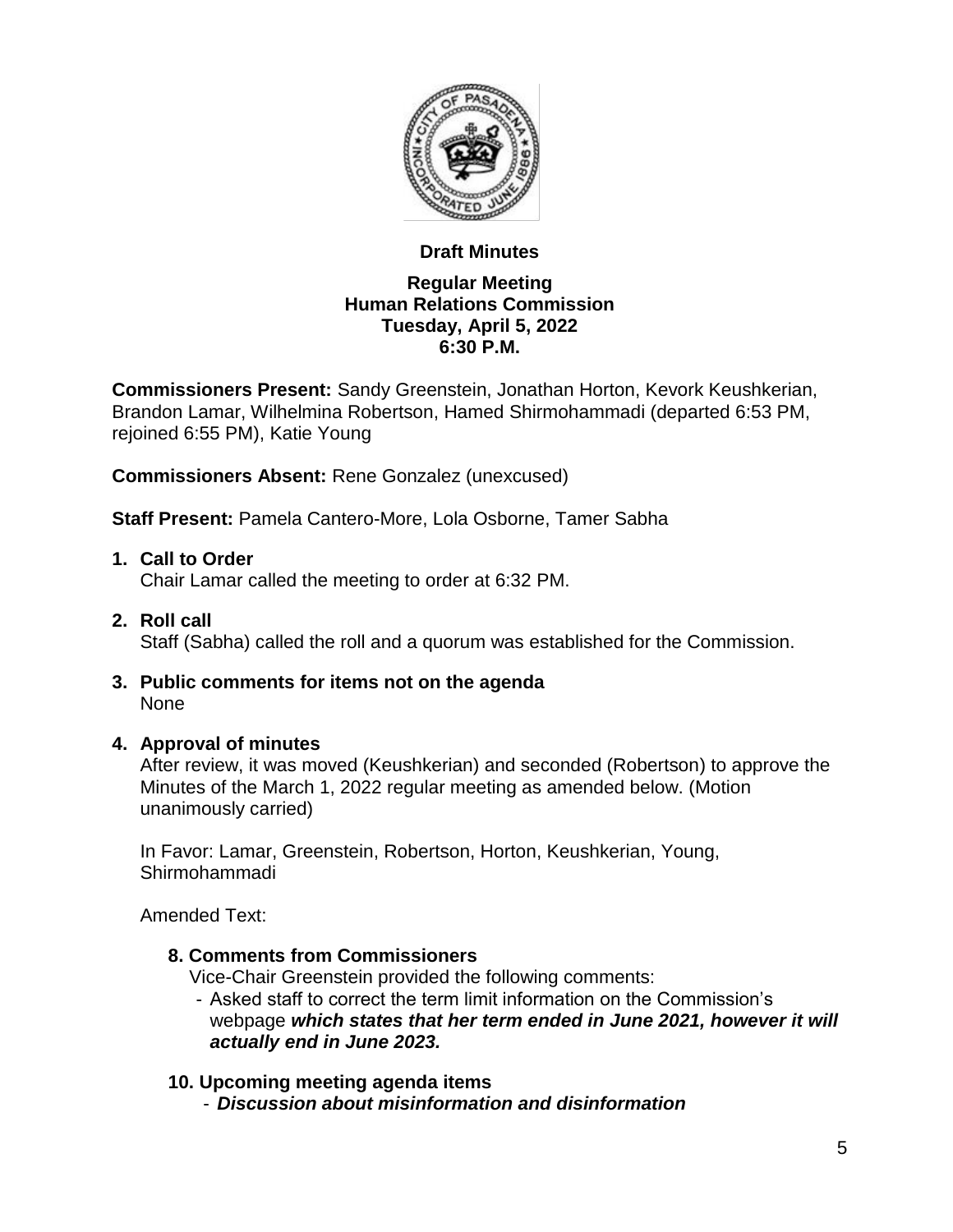**Draft Minutes**

**Regular Meeting**
**Human Relations Commission**
**Tuesday, April 5, 2022**
**6:30 P.M.**

**Commissioners Present:** Sandy Greenstein, Jonathan Horton, Kevork Keushkerian, Brandon Lamar, Wilhelmina Robertson, Hamed Shirmohammadi (departed 6:53 PM, rejoined 6:55 PM), Katie Young

**Commissioners Absent:** Rene Gonzalez (unexcused)

**Staff Present:** Pamela Cantero-More, Lola Osborne, Tamer Sabha

1. **Call to Order**
   Chair Lamar called the meeting to order at 6:32 PM.

2. **Roll call**
   Staff (Sabha) called the roll and a quorum was established for the Commission.

3. **Public comments for items not on the agenda**
   None

4. **Approval of minutes**
   After review, it was moved (Keushkerian) and seconded (Robertson) to approve the Minutes of the March 1, 2022 regular meeting as amended below. (Motion unanimously carried)

   In Favor: Lamar, Greenstein, Robertson, Horton, Keushkerian, Young, Shirmohammadi

   Amended Text:

   **8. Comments from Commissioners**
   Vice-Chair Greenstein provided the following comments:
   - Asked staff to correct the term limit information on the Commission's webpage ***which states that her term ended in June 2021, however it will actually end in June 2023.***

   **10. Upcoming meeting agenda items**
   - ***Discussion about misinformation and disinformation***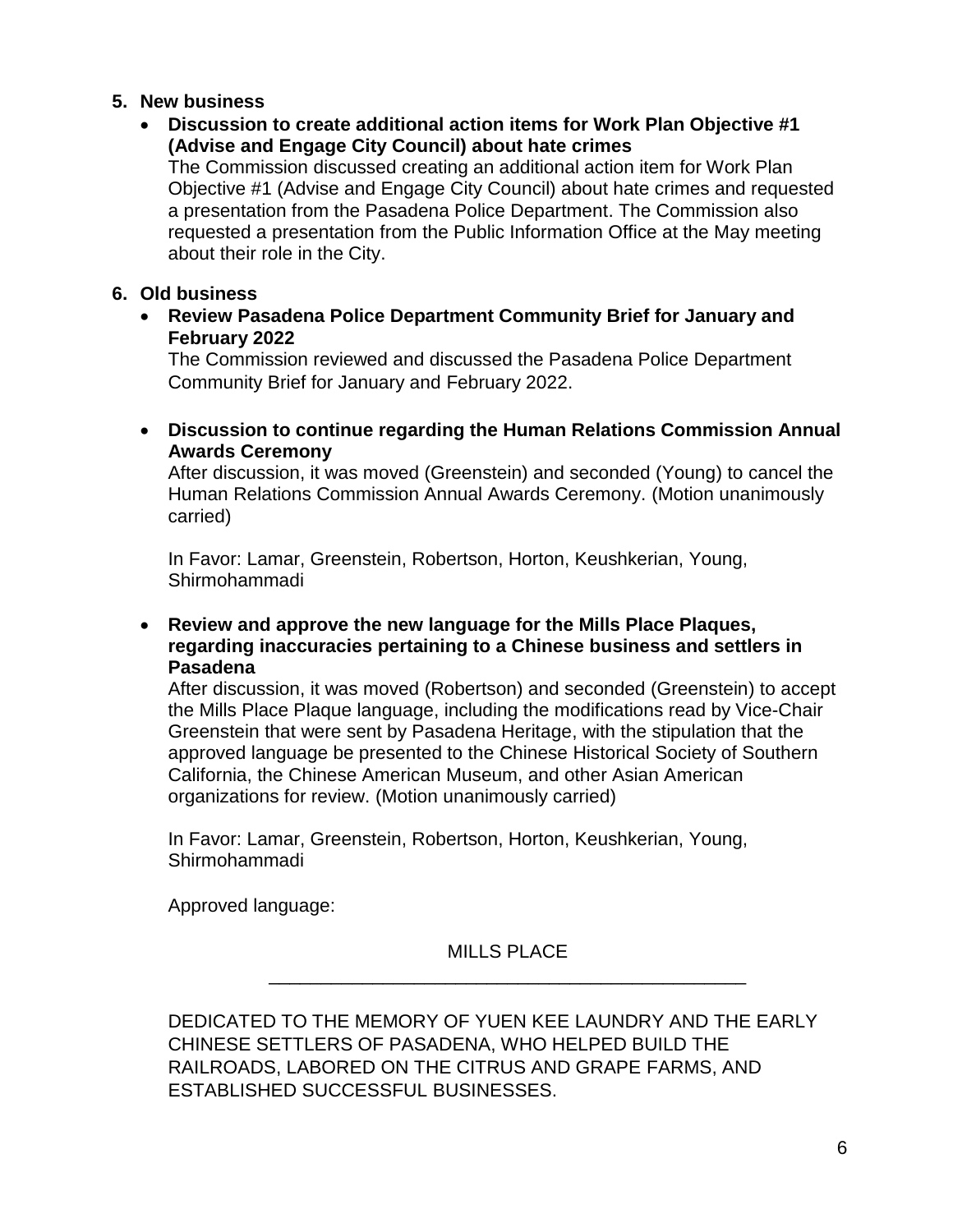**5. New business**

- **Discussion to create additional action items for Work Plan Objective #1 (Advise and Engage City Council) about hate crimes**
  The Commission discussed creating an additional action item for Work Plan Objective #1 (Advise and Engage City Council) about hate crimes and requested a presentation from the Pasadena Police Department. The Commission also requested a presentation from the Public Information Office at the May meeting about their role in the City.

**6. Old business**

- **Review Pasadena Police Department Community Brief for January and February 2022**
  The Commission reviewed and discussed the Pasadena Police Department Community Brief for January and February 2022.

- **Discussion to continue regarding the Human Relations Commission Annual Awards Ceremony**
  After discussion, it was moved (Greenstein) and seconded (Young) to cancel the Human Relations Commission Annual Awards Ceremony. (Motion unanimously carried)

  In Favor: Lamar, Greenstein, Robertson, Horton, Keushkerian, Young, Shirmohammadi

- **Review and approve the new language for the Mills Place Plaques, regarding inaccuracies pertaining to a Chinese business and settlers in Pasadena**
  After discussion, it was moved (Robertson) and seconded (Greenstein) to accept the Mills Place Plaque language, including the modifications read by Vice-Chair Greenstein that were sent by Pasadena Heritage, with the stipulation that the approved language be presented to the Chinese Historical Society of Southern California, the Chinese American Museum, and other Asian American organizations for review. (Motion unanimously carried)

  In Favor: Lamar, Greenstein, Robertson, Horton, Keushkerian, Young, Shirmohammadi

  Approved language:

  MILLS PLACE

  ---

  DEDICATED TO THE MEMORY OF YUEN KEE LAUNDRY AND THE EARLY CHINESE SETTLERS OF PASADENA, WHO HELPED BUILD THE RAILROADS, LABORED ON THE CITRUS AND GRAPE FARMS, AND ESTABLISHED SUCCESSFUL BUSINESSES.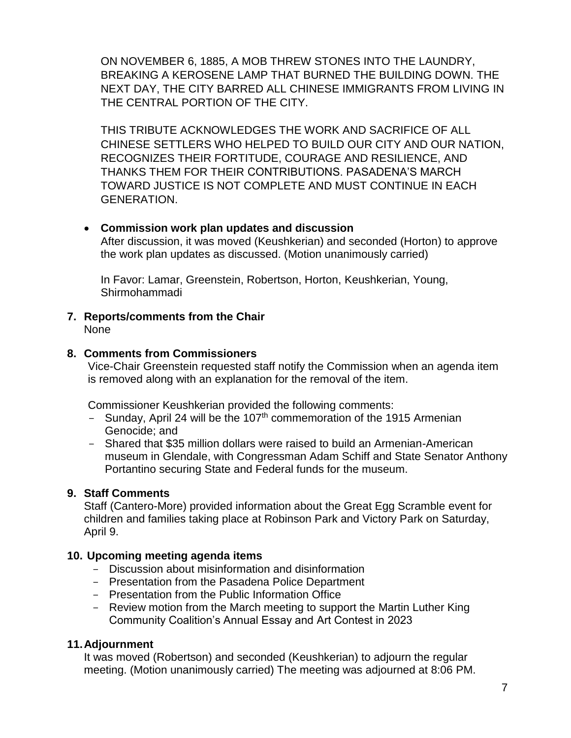ON NOVEMBER 6, 1885, A MOB THREW STONES INTO THE LAUNDRY, BREAKING A KEROSENE LAMP THAT BURNED THE BUILDING DOWN. THE NEXT DAY, THE CITY BARRED ALL CHINESE IMMIGRANTS FROM LIVING IN THE CENTRAL PORTION OF THE CITY.

THIS TRIBUTE ACKNOWLEDGES THE WORK AND SACRIFICE OF ALL CHINESE SETTLERS WHO HELPED TO BUILD OUR CITY AND OUR NATION, RECOGNIZES THEIR FORTITUDE, COURAGE AND RESILIENCE, AND THANKS THEM FOR THEIR CONTRIBUTIONS. PASADENA'S MARCH TOWARD JUSTICE IS NOT COMPLETE AND MUST CONTINUE IN EACH GENERATION.

- **Commission work plan updates and discussion**
  After discussion, it was moved (Keushkerian) and seconded (Horton) to approve the work plan updates as discussed. (Motion unanimously carried)

  In Favor: Lamar, Greenstein, Robertson, Horton, Keushkerian, Young, Shirmohammadi

**7. Reports/comments from the Chair**
None

**8. Comments from Commissioners**
Vice-Chair Greenstein requested staff notify the Commission when an agenda item is removed along with an explanation for the removal of the item.

Commissioner Keushkerian provided the following comments:
- Sunday, April 24 will be the 107th commemoration of the 1915 Armenian Genocide; and
- Shared that $35 million dollars were raised to build an Armenian-American museum in Glendale, with Congressman Adam Schiff and State Senator Anthony Portantino securing State and Federal funds for the museum.

**9. Staff Comments**
Staff (Cantero-More) provided information about the Great Egg Scramble event for children and families taking place at Robinson Park and Victory Park on Saturday, April 9.

**10. Upcoming meeting agenda items**
- Discussion about misinformation and disinformation
- Presentation from the Pasadena Police Department
- Presentation from the Public Information Office
- Review motion from the March meeting to support the Martin Luther King Community Coalition's Annual Essay and Art Contest in 2023

**11. Adjournment**
It was moved (Robertson) and seconded (Keushkerian) to adjourn the regular meeting. (Motion unanimously carried) The meeting was adjourned at 8:06 PM.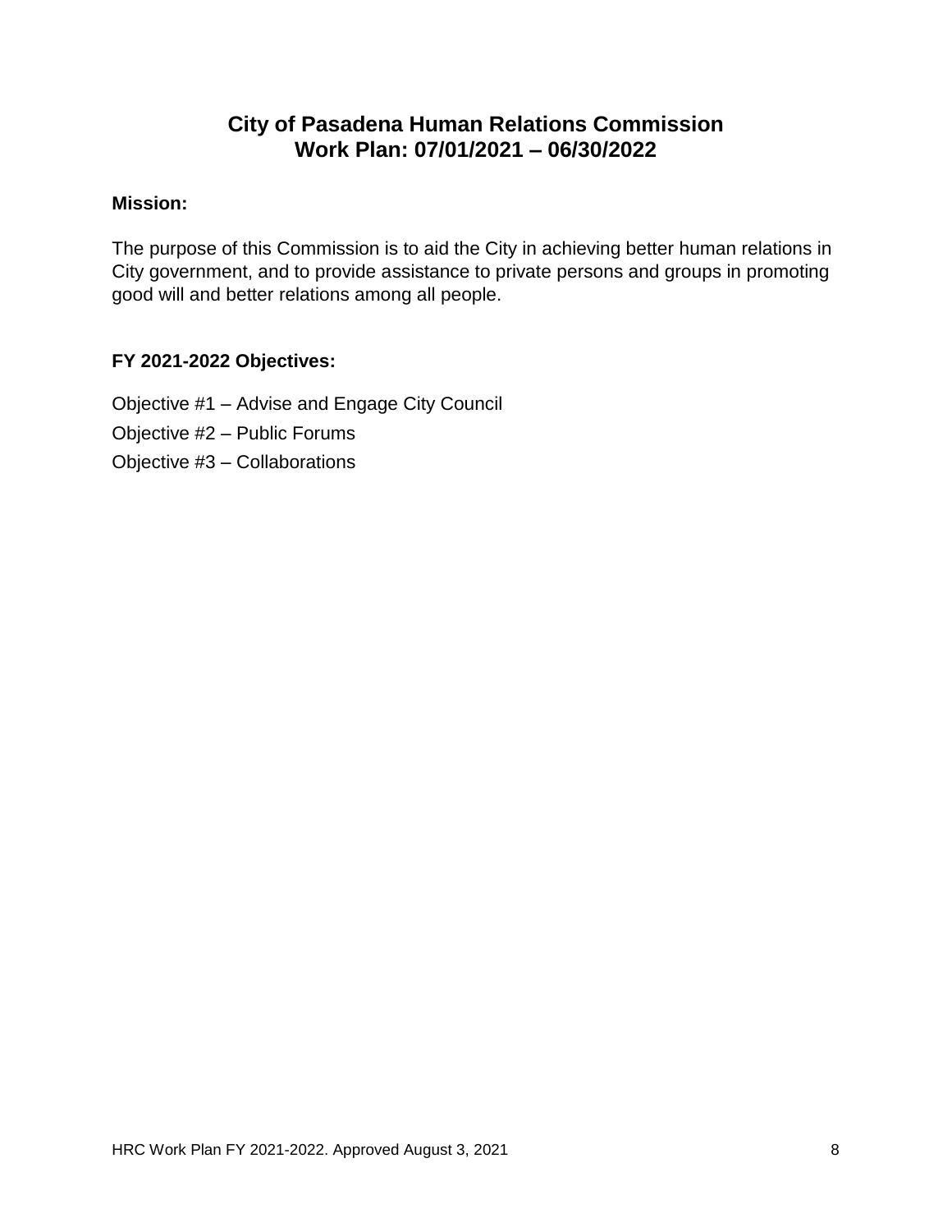# City of Pasadena Human Relations Commission
# Work Plan: 07/01/2021 – 06/30/2022

**Mission:**

The purpose of this Commission is to aid the City in achieving better human relations in City government, and to provide assistance to private persons and groups in promoting good will and better relations among all people.

**FY 2021-2022 Objectives:**

Objective #1 – Advise and Engage City Council

Objective #2 – Public Forums

Objective #3 – Collaborations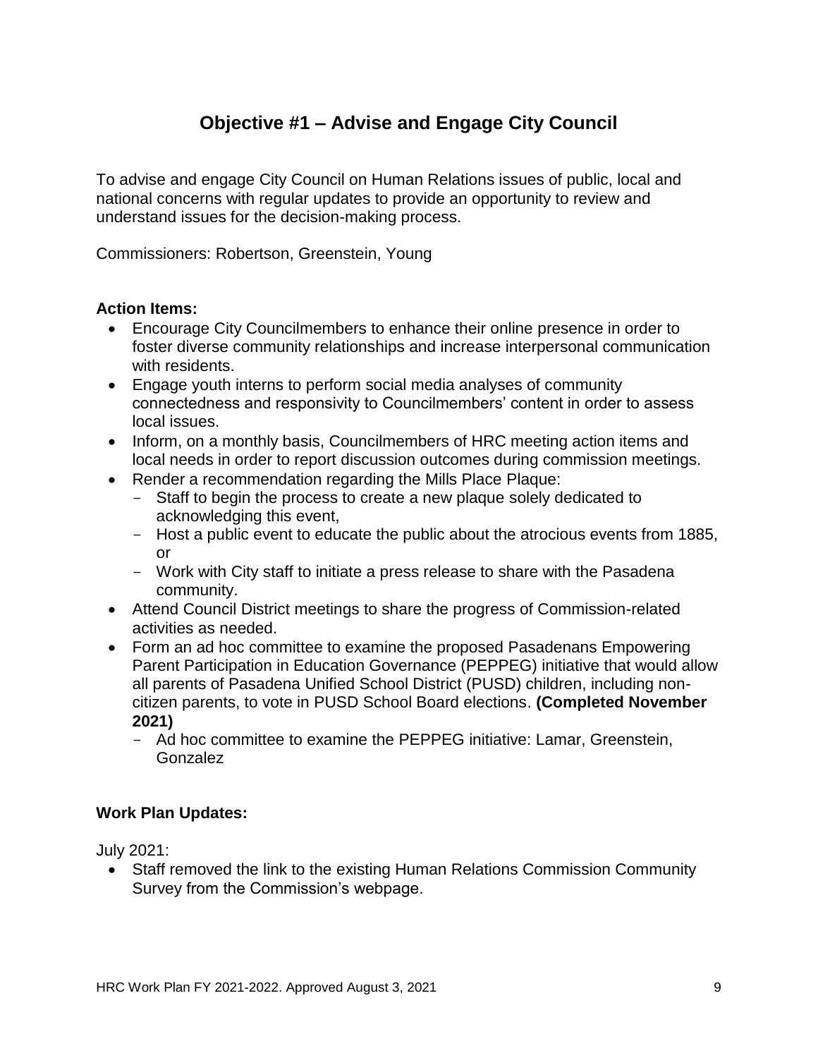# Objective #1 – Advise and Engage City Council

To advise and engage City Council on Human Relations issues of public, local and national concerns with regular updates to provide an opportunity to review and understand issues for the decision-making process.

Commissioners: Robertson, Greenstein, Young

**Action Items:**

- Encourage City Councilmembers to enhance their online presence in order to foster diverse community relationships and increase interpersonal communication with residents.
- Engage youth interns to perform social media analyses of community connectedness and responsivity to Councilmembers' content in order to assess local issues.
- Inform, on a monthly basis, Councilmembers of HRC meeting action items and local needs in order to report discussion outcomes during commission meetings.
- Render a recommendation regarding the Mills Place Plaque:
  - Staff to begin the process to create a new plaque solely dedicated to acknowledging this event,
  - Host a public event to educate the public about the atrocious events from 1885, or
  - Work with City staff to initiate a press release to share with the Pasadena community.
- Attend Council District meetings to share the progress of Commission-related activities as needed.
- Form an ad hoc committee to examine the proposed Pasadenans Empowering Parent Participation in Education Governance (PEPPEG) initiative that would allow all parents of Pasadena Unified School District (PUSD) children, including non-citizen parents, to vote in PUSD School Board elections. **(Completed November 2021)**
  - Ad hoc committee to examine the PEPPEG initiative: Lamar, Greenstein, Gonzalez

**Work Plan Updates:**

July 2021:

- Staff removed the link to the existing Human Relations Commission Community Survey from the Commission's webpage.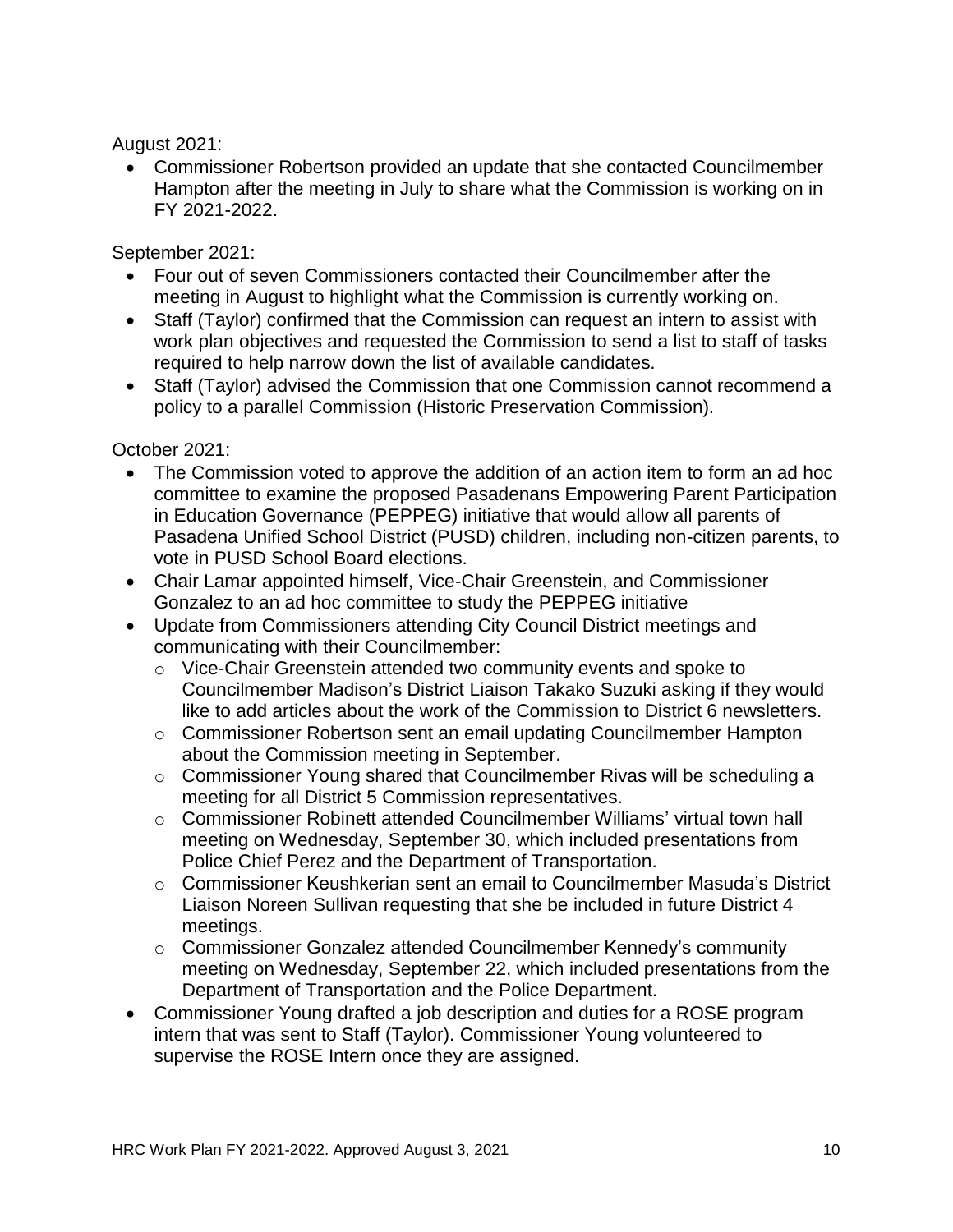August 2021:

- Commissioner Robertson provided an update that she contacted Councilmember Hampton after the meeting in July to share what the Commission is working on in FY 2021-2022.

September 2021:

- Four out of seven Commissioners contacted their Councilmember after the meeting in August to highlight what the Commission is currently working on.
- Staff (Taylor) confirmed that the Commission can request an intern to assist with work plan objectives and requested the Commission to send a list to staff of tasks required to help narrow down the list of available candidates.
- Staff (Taylor) advised the Commission that one Commission cannot recommend a policy to a parallel Commission (Historic Preservation Commission).

October 2021:

- The Commission voted to approve the addition of an action item to form an ad hoc committee to examine the proposed Pasadenans Empowering Parent Participation in Education Governance (PEPPEG) initiative that would allow all parents of Pasadena Unified School District (PUSD) children, including non-citizen parents, to vote in PUSD School Board elections.
- Chair Lamar appointed himself, Vice-Chair Greenstein, and Commissioner Gonzalez to an ad hoc committee to study the PEPPEG initiative
- Update from Commissioners attending City Council District meetings and communicating with their Councilmember:
  - Vice-Chair Greenstein attended two community events and spoke to Councilmember Madison's District Liaison Takako Suzuki asking if they would like to add articles about the work of the Commission to District 6 newsletters.
  - Commissioner Robertson sent an email updating Councilmember Hampton about the Commission meeting in September.
  - Commissioner Young shared that Councilmember Rivas will be scheduling a meeting for all District 5 Commission representatives.
  - Commissioner Robinett attended Councilmember Williams' virtual town hall meeting on Wednesday, September 30, which included presentations from Police Chief Perez and the Department of Transportation.
  - Commissioner Keushkerian sent an email to Councilmember Masuda's District Liaison Noreen Sullivan requesting that she be included in future District 4 meetings.
  - Commissioner Gonzalez attended Councilmember Kennedy's community meeting on Wednesday, September 22, which included presentations from the Department of Transportation and the Police Department.
- Commissioner Young drafted a job description and duties for a ROSE program intern that was sent to Staff (Taylor). Commissioner Young volunteered to supervise the ROSE Intern once they are assigned.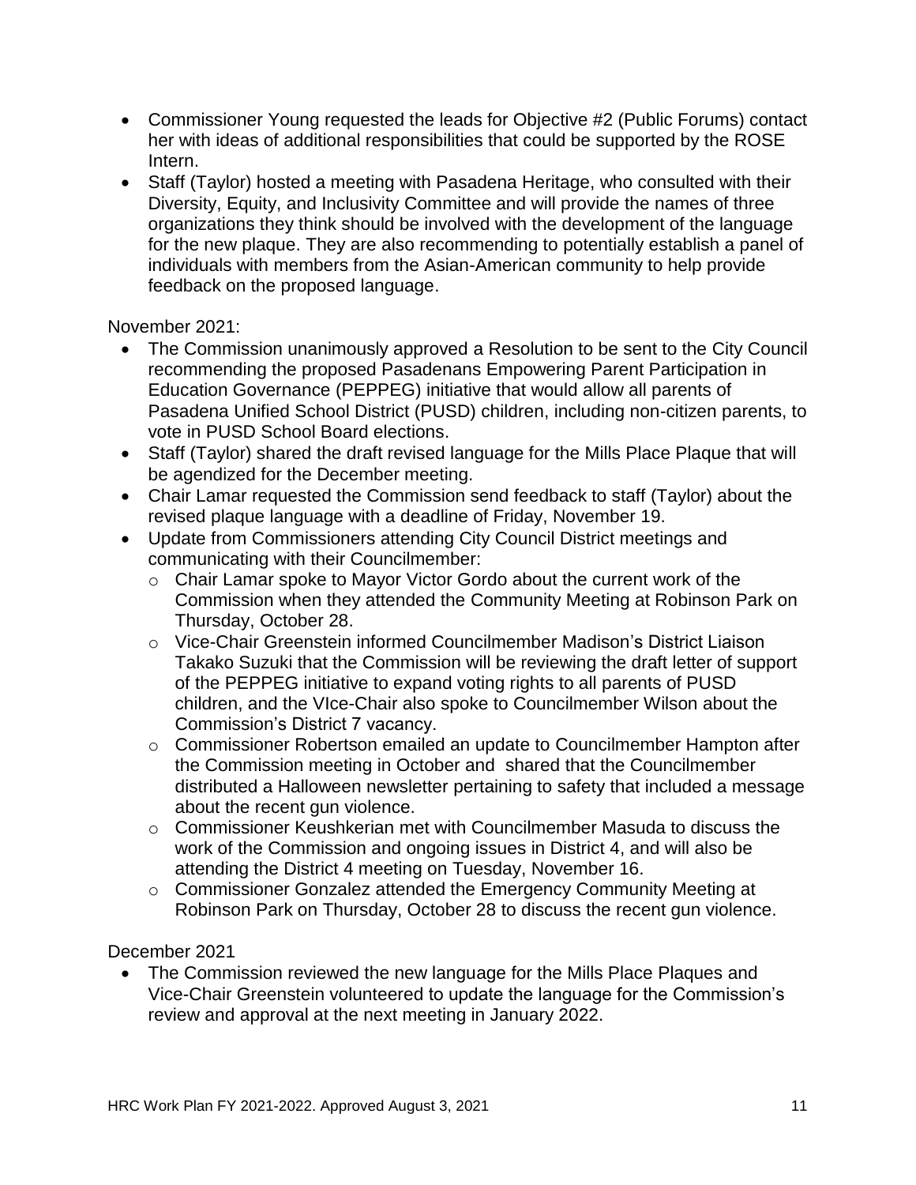- Commissioner Young requested the leads for Objective #2 (Public Forums) contact her with ideas of additional responsibilities that could be supported by the ROSE Intern.
- Staff (Taylor) hosted a meeting with Pasadena Heritage, who consulted with their Diversity, Equity, and Inclusivity Committee and will provide the names of three organizations they think should be involved with the development of the language for the new plaque. They are also recommending to potentially establish a panel of individuals with members from the Asian-American community to help provide feedback on the proposed language.

November 2021:

- The Commission unanimously approved a Resolution to be sent to the City Council recommending the proposed Pasadenans Empowering Parent Participation in Education Governance (PEPPEG) initiative that would allow all parents of Pasadena Unified School District (PUSD) children, including non-citizen parents, to vote in PUSD School Board elections.
- Staff (Taylor) shared the draft revised language for the Mills Place Plaque that will be agendized for the December meeting.
- Chair Lamar requested the Commission send feedback to staff (Taylor) about the revised plaque language with a deadline of Friday, November 19.
- Update from Commissioners attending City Council District meetings and communicating with their Councilmember:
  - Chair Lamar spoke to Mayor Victor Gordo about the current work of the Commission when they attended the Community Meeting at Robinson Park on Thursday, October 28.
  - Vice-Chair Greenstein informed Councilmember Madison's District Liaison Takako Suzuki that the Commission will be reviewing the draft letter of support of the PEPPEG initiative to expand voting rights to all parents of PUSD children, and the VIce-Chair also spoke to Councilmember Wilson about the Commission's District 7 vacancy.
  - Commissioner Robertson emailed an update to Councilmember Hampton after the Commission meeting in October and shared that the Councilmember distributed a Halloween newsletter pertaining to safety that included a message about the recent gun violence.
  - Commissioner Keushkerian met with Councilmember Masuda to discuss the work of the Commission and ongoing issues in District 4, and will also be attending the District 4 meeting on Tuesday, November 16.
  - Commissioner Gonzalez attended the Emergency Community Meeting at Robinson Park on Thursday, October 28 to discuss the recent gun violence.

December 2021

- The Commission reviewed the new language for the Mills Place Plaques and Vice-Chair Greenstein volunteered to update the language for the Commission's review and approval at the next meeting in January 2022.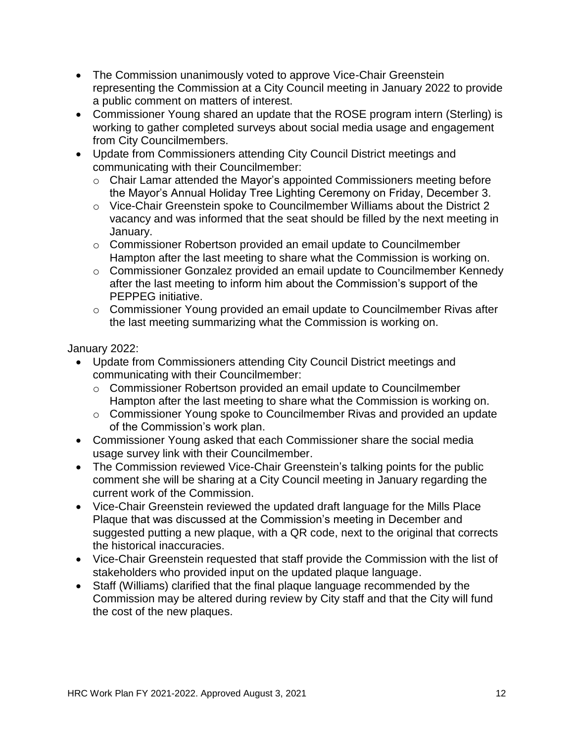- The Commission unanimously voted to approve Vice-Chair Greenstein representing the Commission at a City Council meeting in January 2022 to provide a public comment on matters of interest.
- Commissioner Young shared an update that the ROSE program intern (Sterling) is working to gather completed surveys about social media usage and engagement from City Councilmembers.
- Update from Commissioners attending City Council District meetings and communicating with their Councilmember:
  - Chair Lamar attended the Mayor's appointed Commissioners meeting before the Mayor's Annual Holiday Tree Lighting Ceremony on Friday, December 3.
  - Vice-Chair Greenstein spoke to Councilmember Williams about the District 2 vacancy and was informed that the seat should be filled by the next meeting in January.
  - Commissioner Robertson provided an email update to Councilmember Hampton after the last meeting to share what the Commission is working on.
  - Commissioner Gonzalez provided an email update to Councilmember Kennedy after the last meeting to inform him about the Commission's support of the PEPPEG initiative.
  - Commissioner Young provided an email update to Councilmember Rivas after the last meeting summarizing what the Commission is working on.

January 2022:

- Update from Commissioners attending City Council District meetings and communicating with their Councilmember:
  - Commissioner Robertson provided an email update to Councilmember Hampton after the last meeting to share what the Commission is working on.
  - Commissioner Young spoke to Councilmember Rivas and provided an update of the Commission's work plan.
- Commissioner Young asked that each Commissioner share the social media usage survey link with their Councilmember.
- The Commission reviewed Vice-Chair Greenstein's talking points for the public comment she will be sharing at a City Council meeting in January regarding the current work of the Commission.
- Vice-Chair Greenstein reviewed the updated draft language for the Mills Place Plaque that was discussed at the Commission's meeting in December and suggested putting a new plaque, with a QR code, next to the original that corrects the historical inaccuracies.
- Vice-Chair Greenstein requested that staff provide the Commission with the list of stakeholders who provided input on the updated plaque language.
- Staff (Williams) clarified that the final plaque language recommended by the Commission may be altered during review by City staff and that the City will fund the cost of the new plaques.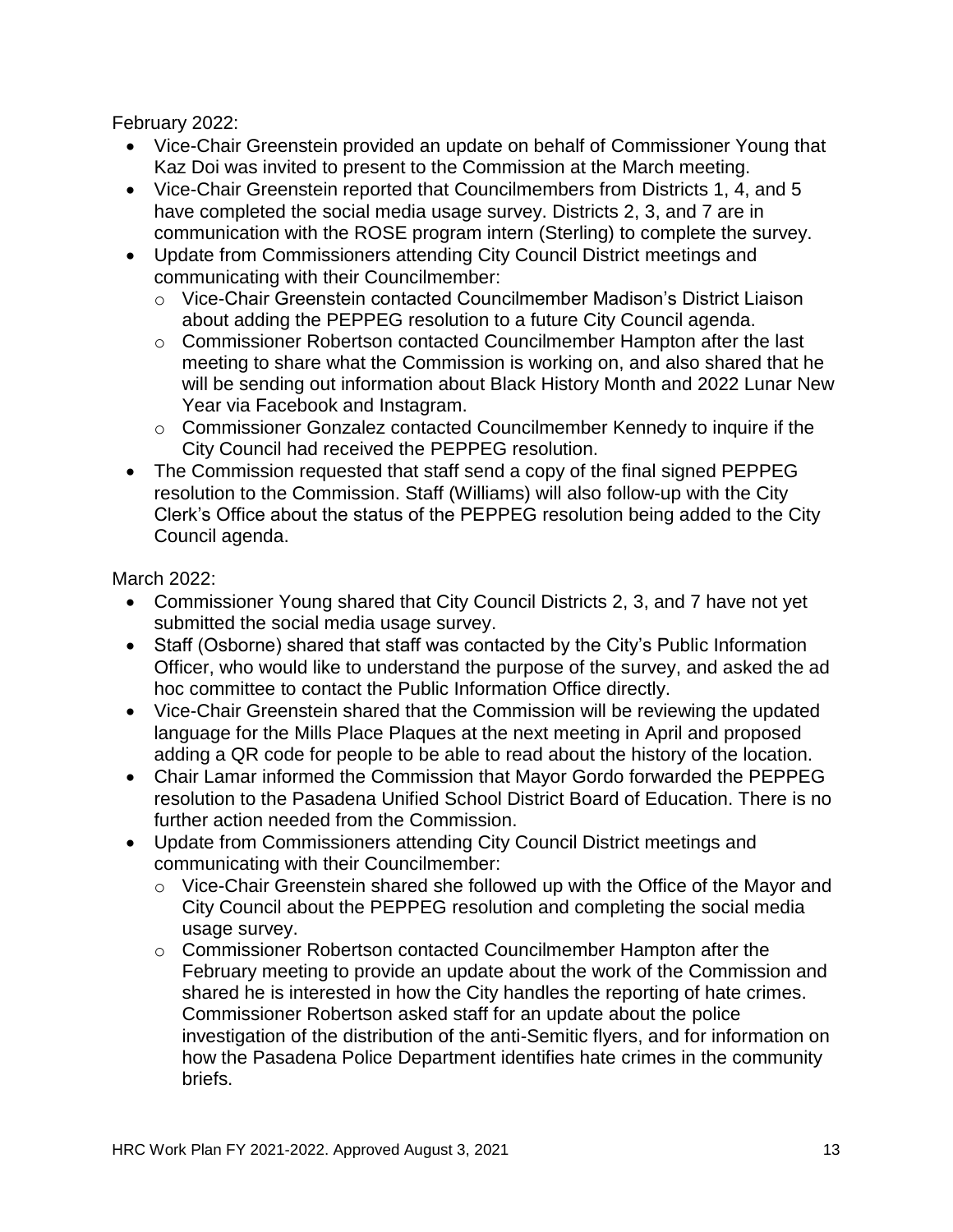February 2022:

- Vice-Chair Greenstein provided an update on behalf of Commissioner Young that Kaz Doi was invited to present to the Commission at the March meeting.
- Vice-Chair Greenstein reported that Councilmembers from Districts 1, 4, and 5 have completed the social media usage survey. Districts 2, 3, and 7 are in communication with the ROSE program intern (Sterling) to complete the survey.
- Update from Commissioners attending City Council District meetings and communicating with their Councilmember:
  - Vice-Chair Greenstein contacted Councilmember Madison's District Liaison about adding the PEPPEG resolution to a future City Council agenda.
  - Commissioner Robertson contacted Councilmember Hampton after the last meeting to share what the Commission is working on, and also shared that he will be sending out information about Black History Month and 2022 Lunar New Year via Facebook and Instagram.
  - Commissioner Gonzalez contacted Councilmember Kennedy to inquire if the City Council had received the PEPPEG resolution.
- The Commission requested that staff send a copy of the final signed PEPPEG resolution to the Commission. Staff (Williams) will also follow-up with the City Clerk's Office about the status of the PEPPEG resolution being added to the City Council agenda.

March 2022:

- Commissioner Young shared that City Council Districts 2, 3, and 7 have not yet submitted the social media usage survey.
- Staff (Osborne) shared that staff was contacted by the City's Public Information Officer, who would like to understand the purpose of the survey, and asked the ad hoc committee to contact the Public Information Office directly.
- Vice-Chair Greenstein shared that the Commission will be reviewing the updated language for the Mills Place Plaques at the next meeting in April and proposed adding a QR code for people to be able to read about the history of the location.
- Chair Lamar informed the Commission that Mayor Gordo forwarded the PEPPEG resolution to the Pasadena Unified School District Board of Education. There is no further action needed from the Commission.
- Update from Commissioners attending City Council District meetings and communicating with their Councilmember:
  - Vice-Chair Greenstein shared she followed up with the Office of the Mayor and City Council about the PEPPEG resolution and completing the social media usage survey.
  - Commissioner Robertson contacted Councilmember Hampton after the February meeting to provide an update about the work of the Commission and shared he is interested in how the City handles the reporting of hate crimes. Commissioner Robertson asked staff for an update about the police investigation of the distribution of the anti-Semitic flyers, and for information on how the Pasadena Police Department identifies hate crimes in the community briefs.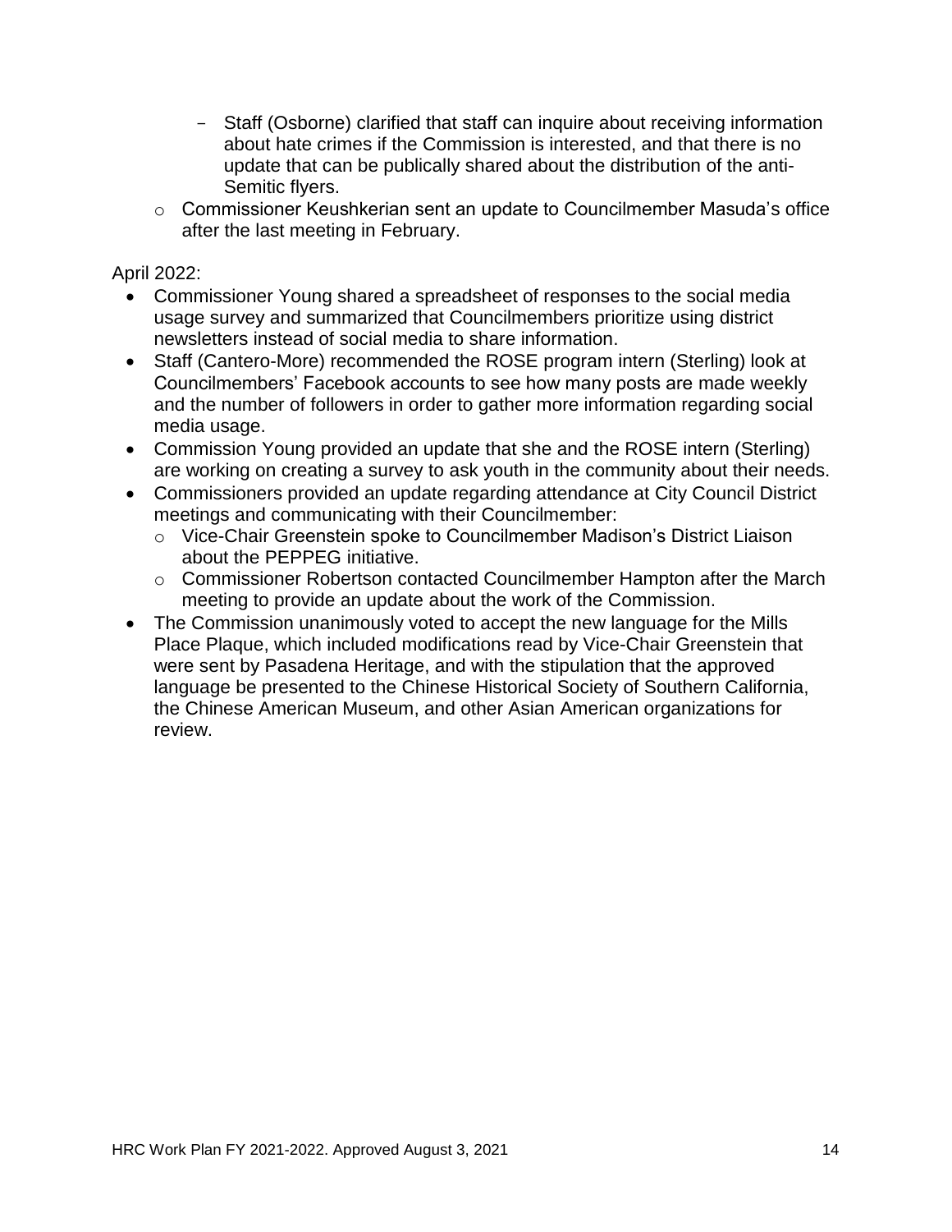- Staff (Osborne) clarified that staff can inquire about receiving information about hate crimes if the Commission is interested, and that there is no update that can be publically shared about the distribution of the anti-Semitic flyers.
  - Commissioner Keushkerian sent an update to Councilmember Masuda's office after the last meeting in February.

April 2022:

- Commissioner Young shared a spreadsheet of responses to the social media usage survey and summarized that Councilmembers prioritize using district newsletters instead of social media to share information.
- Staff (Cantero-More) recommended the ROSE program intern (Sterling) look at Councilmembers' Facebook accounts to see how many posts are made weekly and the number of followers in order to gather more information regarding social media usage.
- Commission Young provided an update that she and the ROSE intern (Sterling) are working on creating a survey to ask youth in the community about their needs.
- Commissioners provided an update regarding attendance at City Council District meetings and communicating with their Councilmember:
  - Vice-Chair Greenstein spoke to Councilmember Madison's District Liaison about the PEPPEG initiative.
  - Commissioner Robertson contacted Councilmember Hampton after the March meeting to provide an update about the work of the Commission.
- The Commission unanimously voted to accept the new language for the Mills Place Plaque, which included modifications read by Vice-Chair Greenstein that were sent by Pasadena Heritage, and with the stipulation that the approved language be presented to the Chinese Historical Society of Southern California, the Chinese American Museum, and other Asian American organizations for review.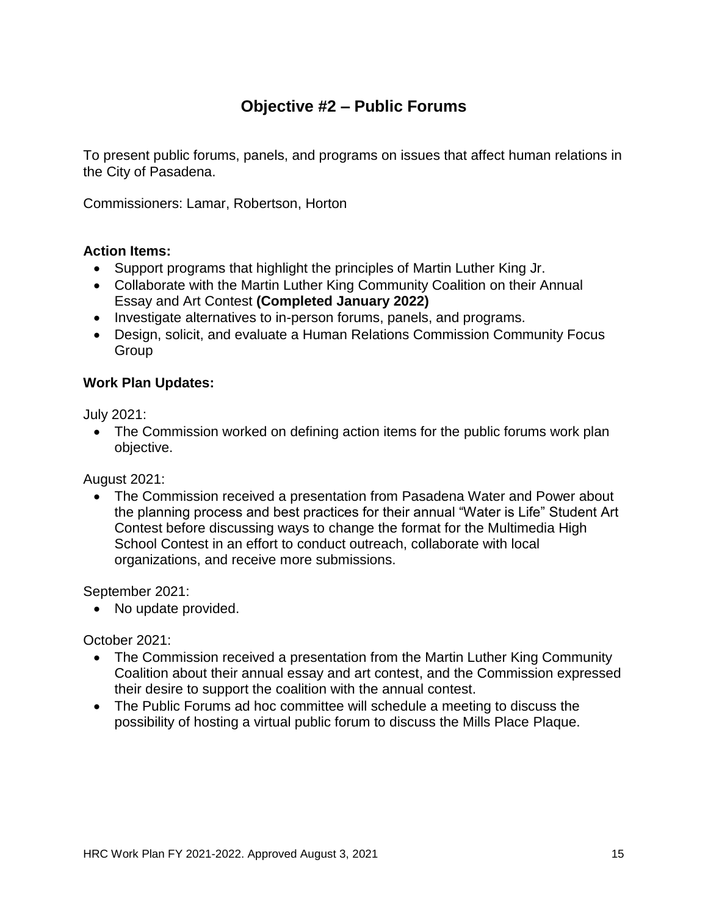# Objective #2 – Public Forums

To present public forums, panels, and programs on issues that affect human relations in the City of Pasadena.

Commissioners: Lamar, Robertson, Horton

**Action Items:**

- Support programs that highlight the principles of Martin Luther King Jr.
- Collaborate with the Martin Luther King Community Coalition on their Annual Essay and Art Contest **(Completed January 2022)**
- Investigate alternatives to in-person forums, panels, and programs.
- Design, solicit, and evaluate a Human Relations Commission Community Focus Group

**Work Plan Updates:**

July 2021:

- The Commission worked on defining action items for the public forums work plan objective.

August 2021:

- The Commission received a presentation from Pasadena Water and Power about the planning process and best practices for their annual "Water is Life" Student Art Contest before discussing ways to change the format for the Multimedia High School Contest in an effort to conduct outreach, collaborate with local organizations, and receive more submissions.

September 2021:

- No update provided.

October 2021:

- The Commission received a presentation from the Martin Luther King Community Coalition about their annual essay and art contest, and the Commission expressed their desire to support the coalition with the annual contest.
- The Public Forums ad hoc committee will schedule a meeting to discuss the possibility of hosting a virtual public forum to discuss the Mills Place Plaque.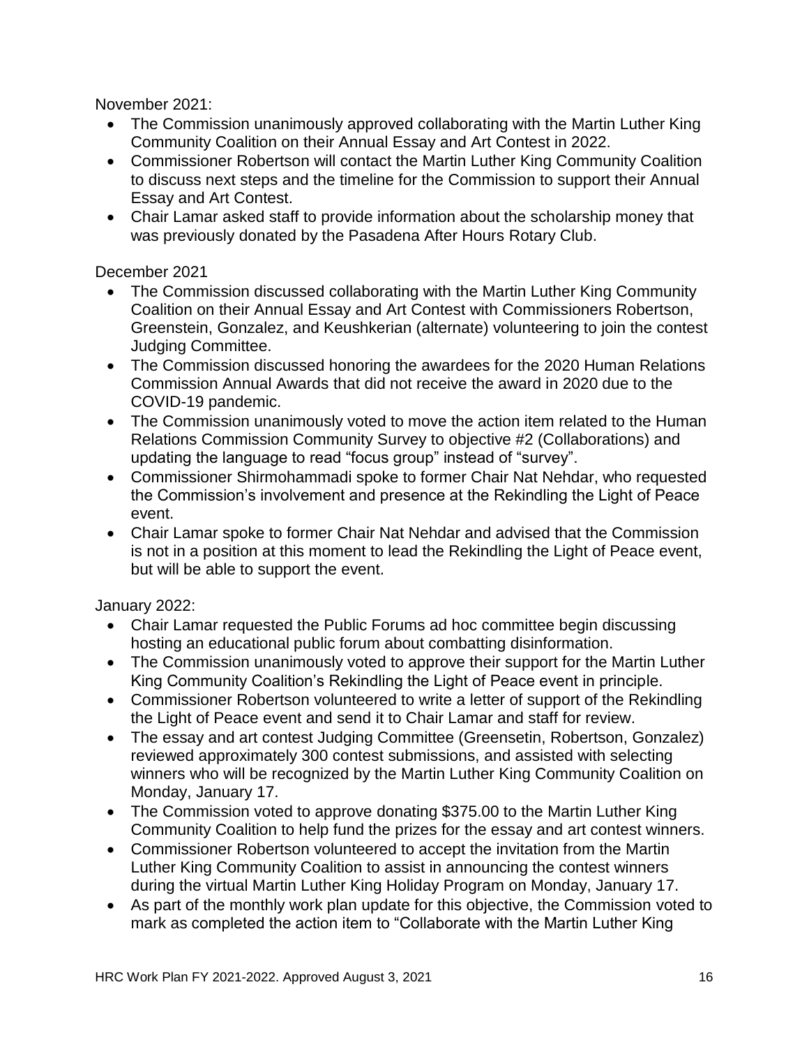November 2021:

- The Commission unanimously approved collaborating with the Martin Luther King Community Coalition on their Annual Essay and Art Contest in 2022.
- Commissioner Robertson will contact the Martin Luther King Community Coalition to discuss next steps and the timeline for the Commission to support their Annual Essay and Art Contest.
- Chair Lamar asked staff to provide information about the scholarship money that was previously donated by the Pasadena After Hours Rotary Club.

December 2021

- The Commission discussed collaborating with the Martin Luther King Community Coalition on their Annual Essay and Art Contest with Commissioners Robertson, Greenstein, Gonzalez, and Keushkerian (alternate) volunteering to join the contest Judging Committee.
- The Commission discussed honoring the awardees for the 2020 Human Relations Commission Annual Awards that did not receive the award in 2020 due to the COVID-19 pandemic.
- The Commission unanimously voted to move the action item related to the Human Relations Commission Community Survey to objective #2 (Collaborations) and updating the language to read "focus group" instead of "survey".
- Commissioner Shirmohammadi spoke to former Chair Nat Nehdar, who requested the Commission's involvement and presence at the Rekindling the Light of Peace event.
- Chair Lamar spoke to former Chair Nat Nehdar and advised that the Commission is not in a position at this moment to lead the Rekindling the Light of Peace event, but will be able to support the event.

January 2022:

- Chair Lamar requested the Public Forums ad hoc committee begin discussing hosting an educational public forum about combatting disinformation.
- The Commission unanimously voted to approve their support for the Martin Luther King Community Coalition's Rekindling the Light of Peace event in principle.
- Commissioner Robertson volunteered to write a letter of support of the Rekindling the Light of Peace event and send it to Chair Lamar and staff for review.
- The essay and art contest Judging Committee (Greensetin, Robertson, Gonzalez) reviewed approximately 300 contest submissions, and assisted with selecting winners who will be recognized by the Martin Luther King Community Coalition on Monday, January 17.
- The Commission voted to approve donating $375.00 to the Martin Luther King Community Coalition to help fund the prizes for the essay and art contest winners.
- Commissioner Robertson volunteered to accept the invitation from the Martin Luther King Community Coalition to assist in announcing the contest winners during the virtual Martin Luther King Holiday Program on Monday, January 17.
- As part of the monthly work plan update for this objective, the Commission voted to mark as completed the action item to "Collaborate with the Martin Luther King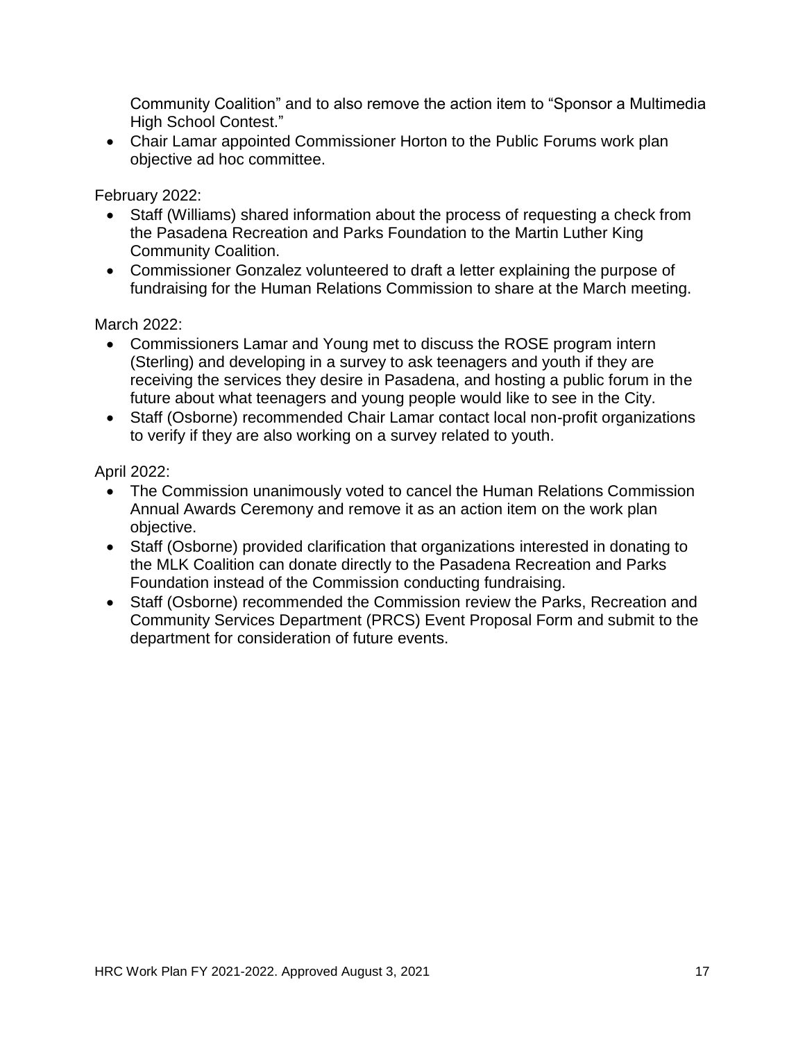Community Coalition" and to also remove the action item to "Sponsor a Multimedia High School Contest."

- Chair Lamar appointed Commissioner Horton to the Public Forums work plan objective ad hoc committee.

February 2022:

- Staff (Williams) shared information about the process of requesting a check from the Pasadena Recreation and Parks Foundation to the Martin Luther King Community Coalition.
- Commissioner Gonzalez volunteered to draft a letter explaining the purpose of fundraising for the Human Relations Commission to share at the March meeting.

March 2022:

- Commissioners Lamar and Young met to discuss the ROSE program intern (Sterling) and developing in a survey to ask teenagers and youth if they are receiving the services they desire in Pasadena, and hosting a public forum in the future about what teenagers and young people would like to see in the City.
- Staff (Osborne) recommended Chair Lamar contact local non-profit organizations to verify if they are also working on a survey related to youth.

April 2022:

- The Commission unanimously voted to cancel the Human Relations Commission Annual Awards Ceremony and remove it as an action item on the work plan objective.
- Staff (Osborne) provided clarification that organizations interested in donating to the MLK Coalition can donate directly to the Pasadena Recreation and Parks Foundation instead of the Commission conducting fundraising.
- Staff (Osborne) recommended the Commission review the Parks, Recreation and Community Services Department (PRCS) Event Proposal Form and submit to the department for consideration of future events.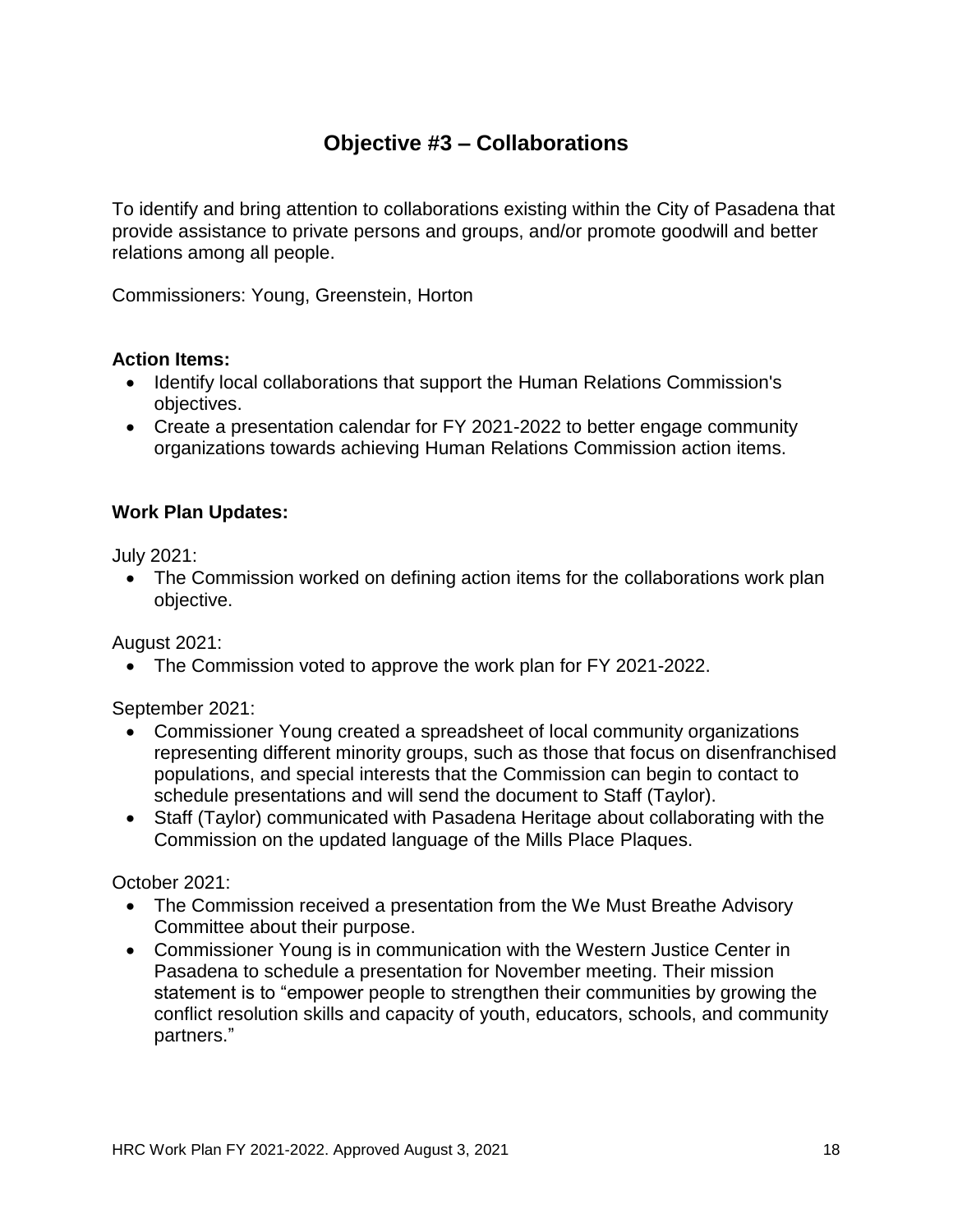# Objective #3 – Collaborations

To identify and bring attention to collaborations existing within the City of Pasadena that provide assistance to private persons and groups, and/or promote goodwill and better relations among all people.

Commissioners: Young, Greenstein, Horton

**Action Items:**

- Identify local collaborations that support the Human Relations Commission's objectives.
- Create a presentation calendar for FY 2021-2022 to better engage community organizations towards achieving Human Relations Commission action items.

**Work Plan Updates:**

July 2021:

- The Commission worked on defining action items for the collaborations work plan objective.

August 2021:

- The Commission voted to approve the work plan for FY 2021-2022.

September 2021:

- Commissioner Young created a spreadsheet of local community organizations representing different minority groups, such as those that focus on disenfranchised populations, and special interests that the Commission can begin to contact to schedule presentations and will send the document to Staff (Taylor).
- Staff (Taylor) communicated with Pasadena Heritage about collaborating with the Commission on the updated language of the Mills Place Plaques.

October 2021:

- The Commission received a presentation from the We Must Breathe Advisory Committee about their purpose.
- Commissioner Young is in communication with the Western Justice Center in Pasadena to schedule a presentation for November meeting. Their mission statement is to "empower people to strengthen their communities by growing the conflict resolution skills and capacity of youth, educators, schools, and community partners."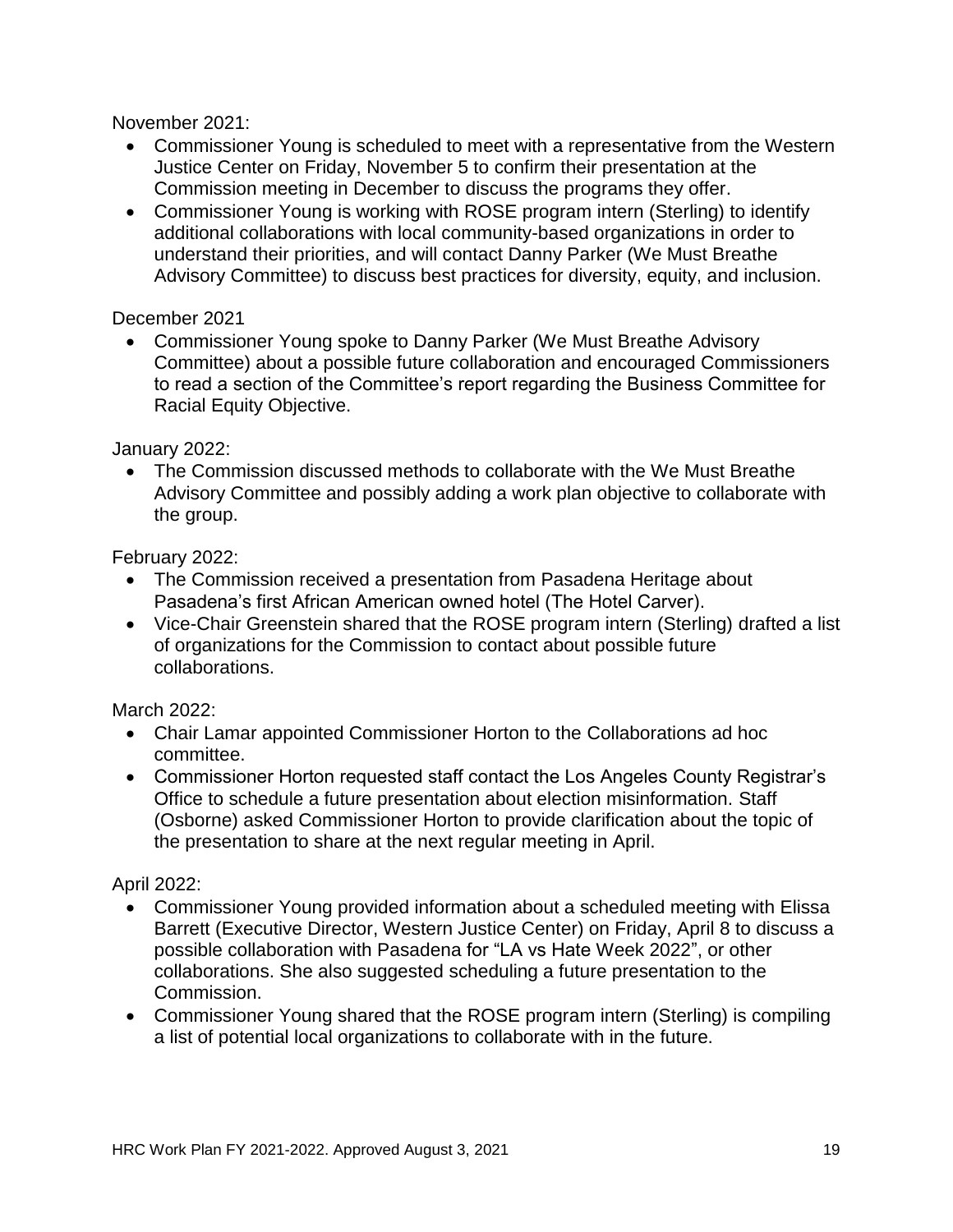November 2021:

- Commissioner Young is scheduled to meet with a representative from the Western Justice Center on Friday, November 5 to confirm their presentation at the Commission meeting in December to discuss the programs they offer.
- Commissioner Young is working with ROSE program intern (Sterling) to identify additional collaborations with local community-based organizations in order to understand their priorities, and will contact Danny Parker (We Must Breathe Advisory Committee) to discuss best practices for diversity, equity, and inclusion.

December 2021

- Commissioner Young spoke to Danny Parker (We Must Breathe Advisory Committee) about a possible future collaboration and encouraged Commissioners to read a section of the Committee's report regarding the Business Committee for Racial Equity Objective.

January 2022:

- The Commission discussed methods to collaborate with the We Must Breathe Advisory Committee and possibly adding a work plan objective to collaborate with the group.

February 2022:

- The Commission received a presentation from Pasadena Heritage about Pasadena's first African American owned hotel (The Hotel Carver).
- Vice-Chair Greenstein shared that the ROSE program intern (Sterling) drafted a list of organizations for the Commission to contact about possible future collaborations.

March 2022:

- Chair Lamar appointed Commissioner Horton to the Collaborations ad hoc committee.
- Commissioner Horton requested staff contact the Los Angeles County Registrar's Office to schedule a future presentation about election misinformation. Staff (Osborne) asked Commissioner Horton to provide clarification about the topic of the presentation to share at the next regular meeting in April.

April 2022:

- Commissioner Young provided information about a scheduled meeting with Elissa Barrett (Executive Director, Western Justice Center) on Friday, April 8 to discuss a possible collaboration with Pasadena for "LA vs Hate Week 2022", or other collaborations. She also suggested scheduling a future presentation to the Commission.
- Commissioner Young shared that the ROSE program intern (Sterling) is compiling a list of potential local organizations to collaborate with in the future.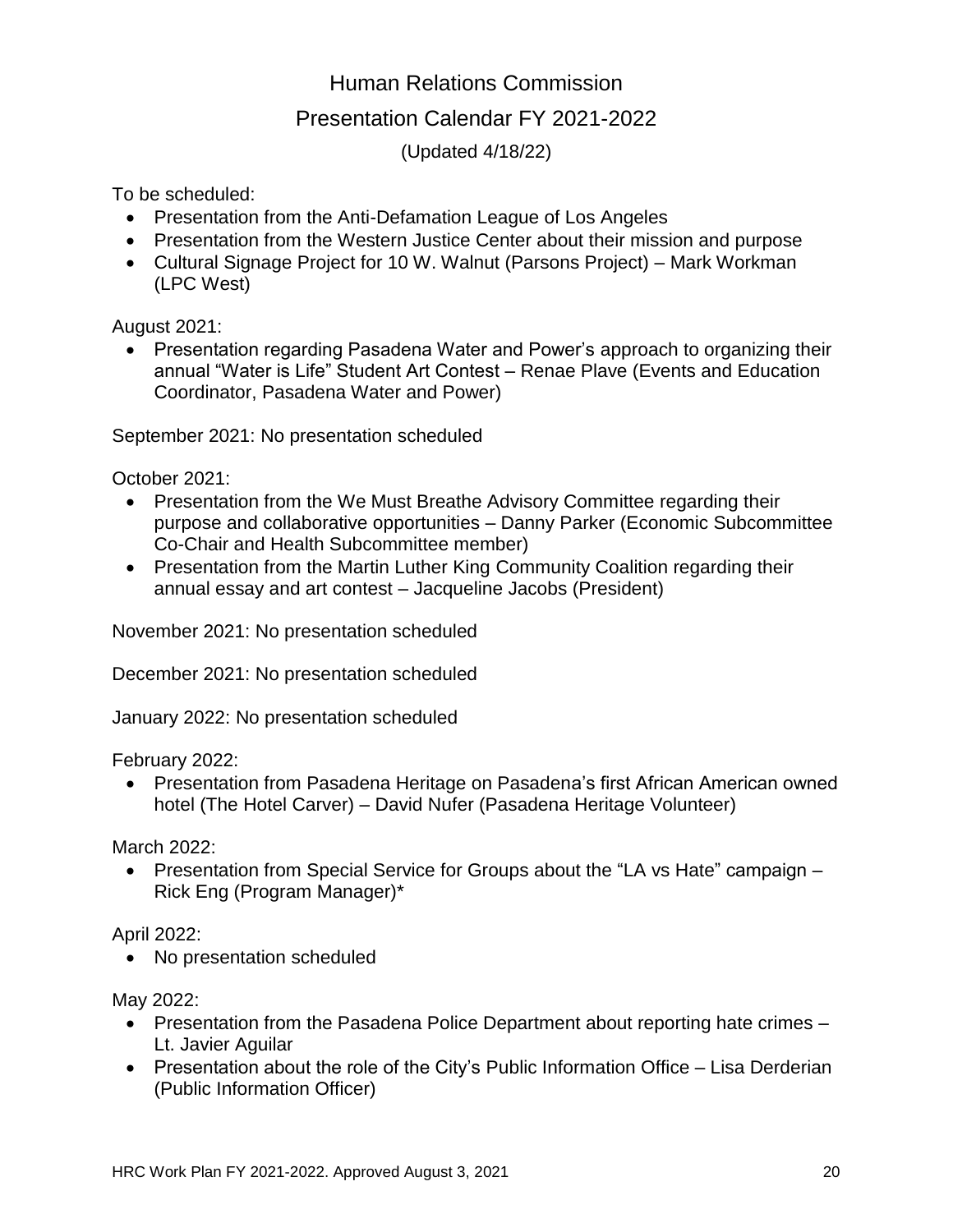# Human Relations Commission

## Presentation Calendar FY 2021-2022

(Updated 4/18/22)

To be scheduled:

- Presentation from the Anti-Defamation League of Los Angeles
- Presentation from the Western Justice Center about their mission and purpose
- Cultural Signage Project for 10 W. Walnut (Parsons Project) – Mark Workman (LPC West)

August 2021:

- Presentation regarding Pasadena Water and Power's approach to organizing their annual "Water is Life" Student Art Contest – Renae Plave (Events and Education Coordinator, Pasadena Water and Power)

September 2021: No presentation scheduled

October 2021:

- Presentation from the We Must Breathe Advisory Committee regarding their purpose and collaborative opportunities – Danny Parker (Economic Subcommittee Co-Chair and Health Subcommittee member)
- Presentation from the Martin Luther King Community Coalition regarding their annual essay and art contest – Jacqueline Jacobs (President)

November 2021: No presentation scheduled

December 2021: No presentation scheduled

January 2022: No presentation scheduled

February 2022:

- Presentation from Pasadena Heritage on Pasadena's first African American owned hotel (The Hotel Carver) – David Nufer (Pasadena Heritage Volunteer)

March 2022:

- Presentation from Special Service for Groups about the "LA vs Hate" campaign – Rick Eng (Program Manager)*

April 2022:

- No presentation scheduled

May 2022:

- Presentation from the Pasadena Police Department about reporting hate crimes – Lt. Javier Aguilar
- Presentation about the role of the City's Public Information Office – Lisa Derderian (Public Information Officer)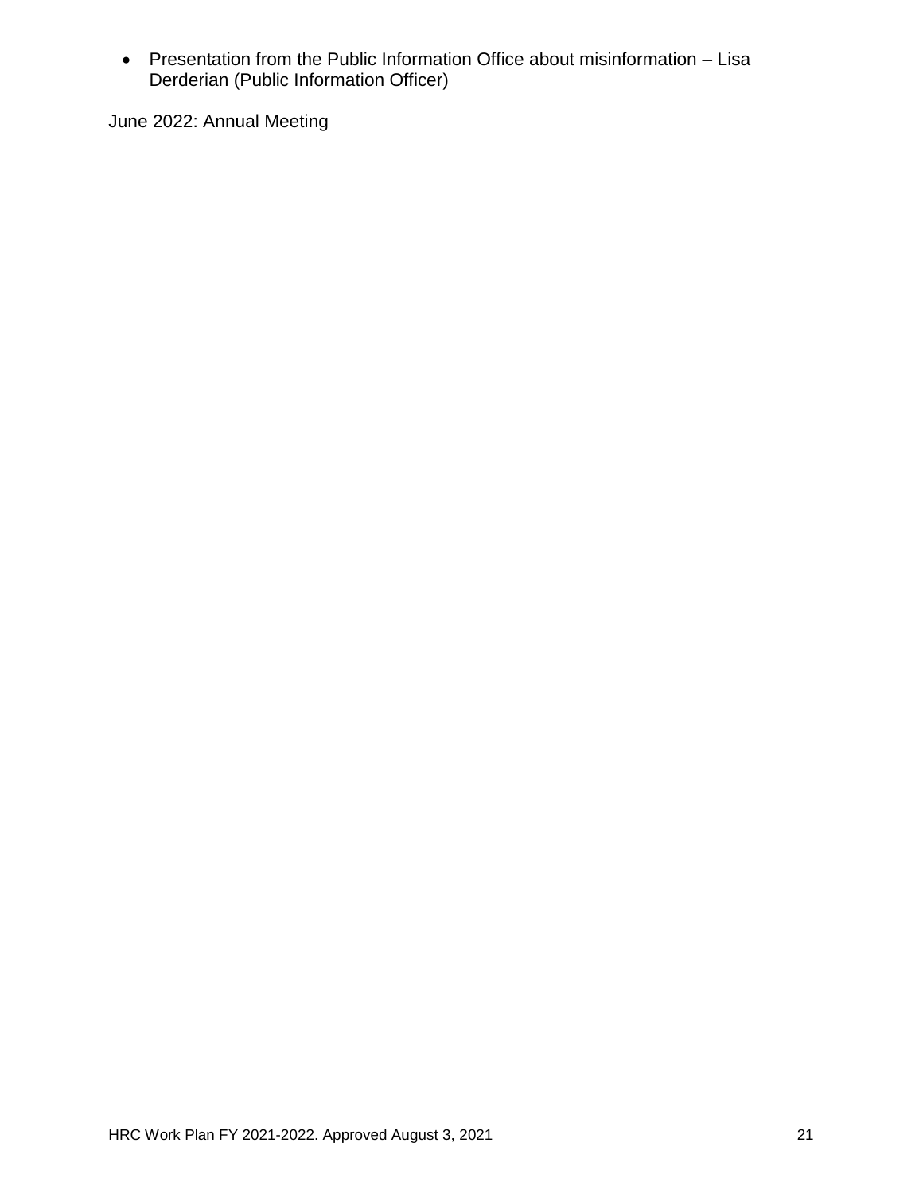- Presentation from the Public Information Office about misinformation – Lisa Derderian (Public Information Officer)

June 2022: Annual Meeting